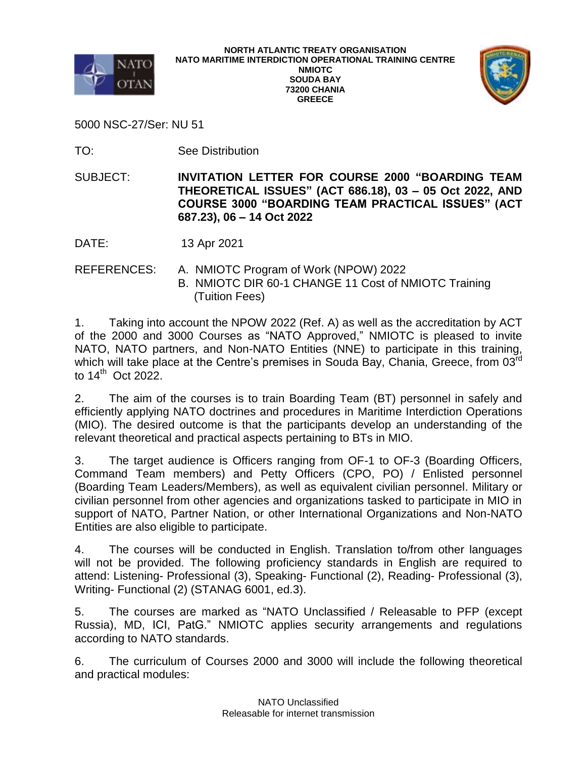**NORTH ATLANTIC TREATY ORGANISATION**
**NATO MARITIME INTERDICTION OPERATIONAL TRAINING CENTRE**
**NMIOTC**
**SOUDA BAY**
**73200 CHANIA**
**GREECE**

5000 NSC-27/Ser: NU 51

TO: See Distribution

SUBJECT: **INVITATION LETTER FOR COURSE 2000 "BOARDING TEAM THEORETICAL ISSUES" (ACT 686.18), 03 – 05 Oct 2022, AND COURSE 3000 "BOARDING TEAM PRACTICAL ISSUES" (ACT 687.23), 06 – 14 Oct 2022**

DATE: 13 Apr 2021

REFERENCES:
A. NMIOTC Program of Work (NPOW) 2022
B. NMIOTC DIR 60-1 CHANGE 11 Cost of NMIOTC Training (Tuition Fees)

1. Taking into account the NPOW 2022 (Ref. A) as well as the accreditation by ACT of the 2000 and 3000 Courses as "NATO Approved," NMIOTC is pleased to invite NATO, NATO partners, and Non-NATO Entities (NNE) to participate in this training, which will take place at the Centre's premises in Souda Bay, Chania, Greece, from 03rd to 14th Oct 2022.

2. The aim of the courses is to train Boarding Team (BT) personnel in safely and efficiently applying NATO doctrines and procedures in Maritime Interdiction Operations (MIO). The desired outcome is that the participants develop an understanding of the relevant theoretical and practical aspects pertaining to BTs in MIO.

3. The target audience is Officers ranging from OF-1 to OF-3 (Boarding Officers, Command Team members) and Petty Officers (CPO, PO) / Enlisted personnel (Boarding Team Leaders/Members), as well as equivalent civilian personnel. Military or civilian personnel from other agencies and organizations tasked to participate in MIO in support of NATO, Partner Nation, or other International Organizations and Non-NATO Entities are also eligible to participate.

4. The courses will be conducted in English. Translation to/from other languages will not be provided. The following proficiency standards in English are required to attend: Listening- Professional (3), Speaking- Functional (2), Reading- Professional (3), Writing- Functional (2) (STANAG 6001, ed.3).

5. The courses are marked as "NATO Unclassified / Releasable to PFP (except Russia), MD, ICI, PatG." NMIOTC applies security arrangements and regulations according to NATO standards.

6. The curriculum of Courses 2000 and 3000 will include the following theoretical and practical modules: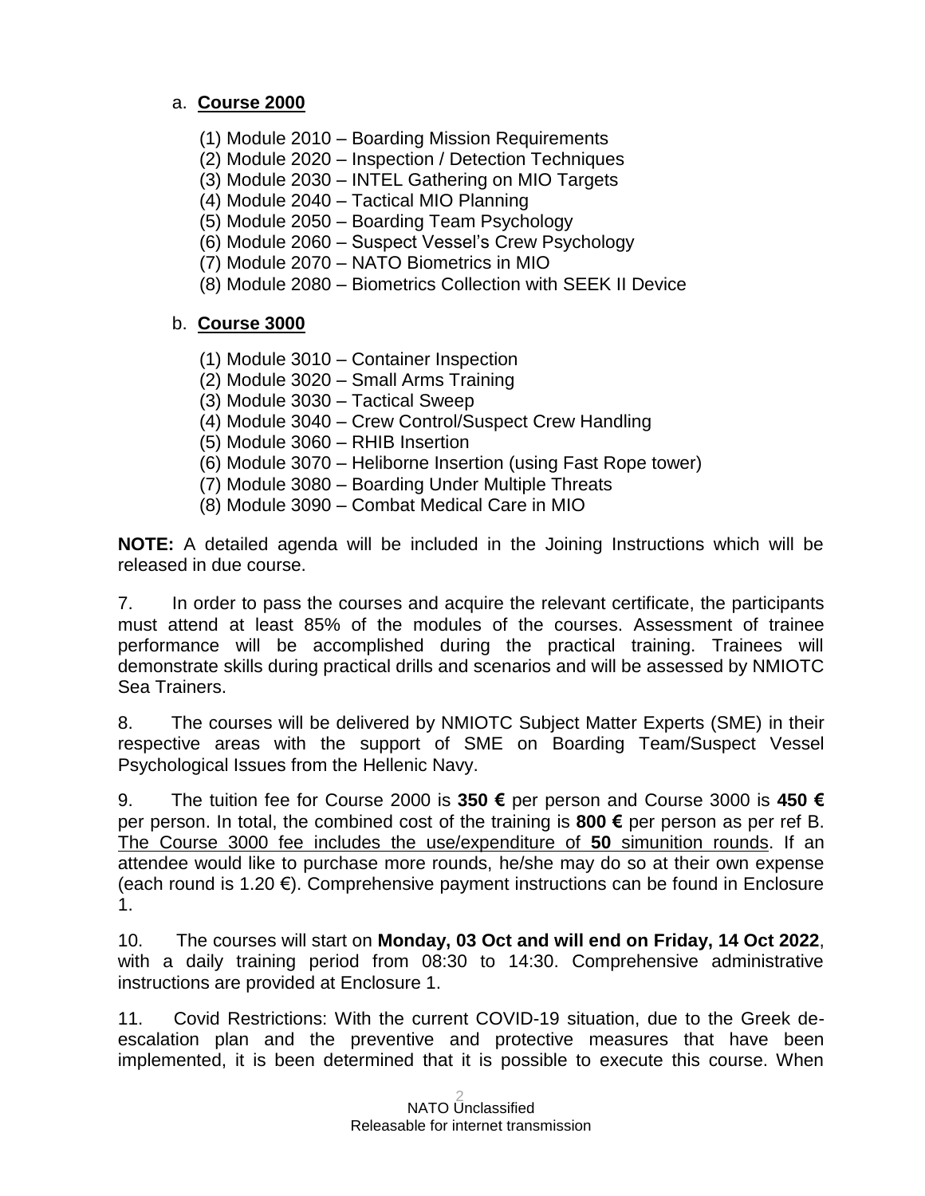a. **Course 2000**

(1) Module 2010 – Boarding Mission Requirements
(2) Module 2020 – Inspection / Detection Techniques
(3) Module 2030 – INTEL Gathering on MIO Targets
(4) Module 2040 – Tactical MIO Planning
(5) Module 2050 – Boarding Team Psychology
(6) Module 2060 – Suspect Vessel's Crew Psychology
(7) Module 2070 – NATO Biometrics in MIO
(8) Module 2080 – Biometrics Collection with SEEK II Device

b. **Course 3000**

(1) Module 3010 – Container Inspection
(2) Module 3020 – Small Arms Training
(3) Module 3030 – Tactical Sweep
(4) Module 3040 – Crew Control/Suspect Crew Handling
(5) Module 3060 – RHIB Insertion
(6) Module 3070 – Heliborne Insertion (using Fast Rope tower)
(7) Module 3080 – Boarding Under Multiple Threats
(8) Module 3090 – Combat Medical Care in MIO

**NOTE:** A detailed agenda will be included in the Joining Instructions which will be released in due course.

7. In order to pass the courses and acquire the relevant certificate, the participants must attend at least 85% of the modules of the courses. Assessment of trainee performance will be accomplished during the practical training. Trainees will demonstrate skills during practical drills and scenarios and will be assessed by NMIOTC Sea Trainers.

8. The courses will be delivered by NMIOTC Subject Matter Experts (SME) in their respective areas with the support of SME on Boarding Team/Suspect Vessel Psychological Issues from the Hellenic Navy.

9. The tuition fee for Course 2000 is **350 €** per person and Course 3000 is **450 €** per person. In total, the combined cost of the training is **800 €** per person as per ref B. The Course 3000 fee includes the use/expenditure of **50** simunition rounds. If an attendee would like to purchase more rounds, he/she may do so at their own expense (each round is 1.20 €). Comprehensive payment instructions can be found in Enclosure 1.

10. The courses will start on **Monday, 03 Oct and will end on Friday, 14 Oct 2022**, with a daily training period from 08:30 to 14:30. Comprehensive administrative instructions are provided at Enclosure 1.

11. Covid Restrictions: With the current COVID-19 situation, due to the Greek de-escalation plan and the preventive and protective measures that have been implemented, it is been determined that it is possible to execute this course. When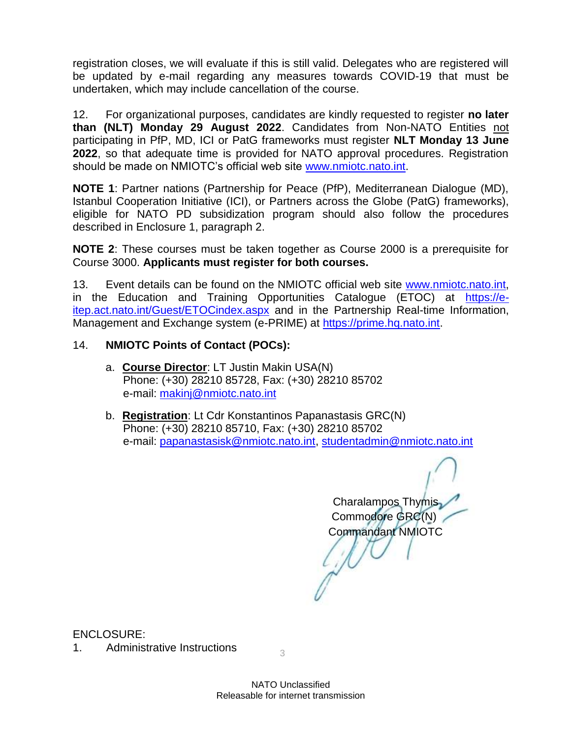registration closes, we will evaluate if this is still valid. Delegates who are registered will be updated by e-mail regarding any measures towards COVID-19 that must be undertaken, which may include cancellation of the course.

12. For organizational purposes, candidates are kindly requested to register **no later than (NLT) Monday 29 August 2022**. Candidates from Non-NATO Entities not participating in PfP, MD, ICI or PatG frameworks must register **NLT Monday 13 June 2022**, so that adequate time is provided for NATO approval procedures. Registration should be made on NMIOTC's official web site www.nmiotc.nato.int.

**NOTE 1**: Partner nations (Partnership for Peace (PfP), Mediterranean Dialogue (MD), Istanbul Cooperation Initiative (ICI), or Partners across the Globe (PatG) frameworks), eligible for NATO PD subsidization program should also follow the procedures described in Enclosure 1, paragraph 2.

**NOTE 2**: These courses must be taken together as Course 2000 is a prerequisite for Course 3000. **Applicants must register for both courses.**

13. Event details can be found on the NMIOTC official web site www.nmiotc.nato.int, in the Education and Training Opportunities Catalogue (ETOC) at https://e-itep.act.nato.int/Guest/ETOCindex.aspx and in the Partnership Real-time Information, Management and Exchange system (e-PRIME) at https://prime.hq.nato.int.

14. **NMIOTC Points of Contact (POCs):**

a. **Course Director**: LT Justin Makin USA(N)
Phone: (+30) 28210 85728, Fax: (+30) 28210 85702
e-mail: makinj@nmiotc.nato.int

b. **Registration**: Lt Cdr Konstantinos Papanastasis GRC(N)
Phone: (+30) 28210 85710, Fax: (+30) 28210 85702
e-mail: papanastasisk@nmiotc.nato.int, studentadmin@nmiotc.nato.int

Charalampos Thymis
Commodore GRC(N)
Commandant NMIOTC

ENCLOSURE:
1. Administrative Instructions

NATO Unclassified
Releasable for internet transmission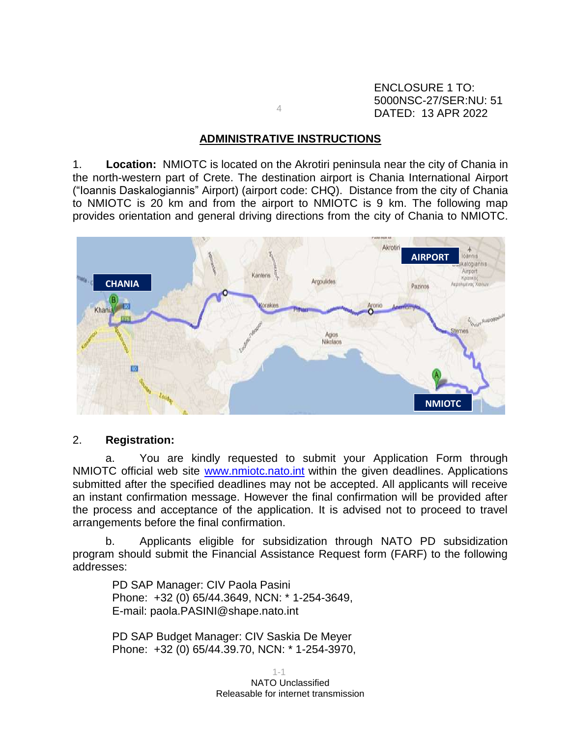ENCLOSURE 1 TO:
5000NSC-27/SER:NU: 51
DATED: 13 APR 2022

## ADMINISTRATIVE INSTRUCTIONS

1. **Location:** NMIOTC is located on the Akrotiri peninsula near the city of Chania in the north-western part of Crete. The destination airport is Chania International Airport ("Ioannis Daskalogiannis" Airport) (airport code: CHQ). Distance from the city of Chania to NMIOTC is 20 km and from the airport to NMIOTC is 9 km. The following map provides orientation and general driving directions from the city of Chania to NMIOTC.

2. **Registration:**

a. You are kindly requested to submit your Application Form through NMIOTC official web site [www.nmiotc.nato.int](http://www.nmiotc.nato.int) within the given deadlines. Applications submitted after the specified deadlines may not be accepted. All applicants will receive an instant confirmation message. However the final confirmation will be provided after the process and acceptance of the application. It is advised not to proceed to travel arrangements before the final confirmation.

b. Applicants eligible for subsidization through NATO PD subsidization program should submit the Financial Assistance Request form (FARF) to the following addresses:

PD SAP Manager: CIV Paola Pasini
Phone: +32 (0) 65/44.3649, NCN: * 1-254-3649,
E-mail: paola.PASINI@shape.nato.int

PD SAP Budget Manager: CIV Saskia De Meyer
Phone: +32 (0) 65/44.39.70, NCN: * 1-254-3970,

NATO Unclassified
Releasable for internet transmission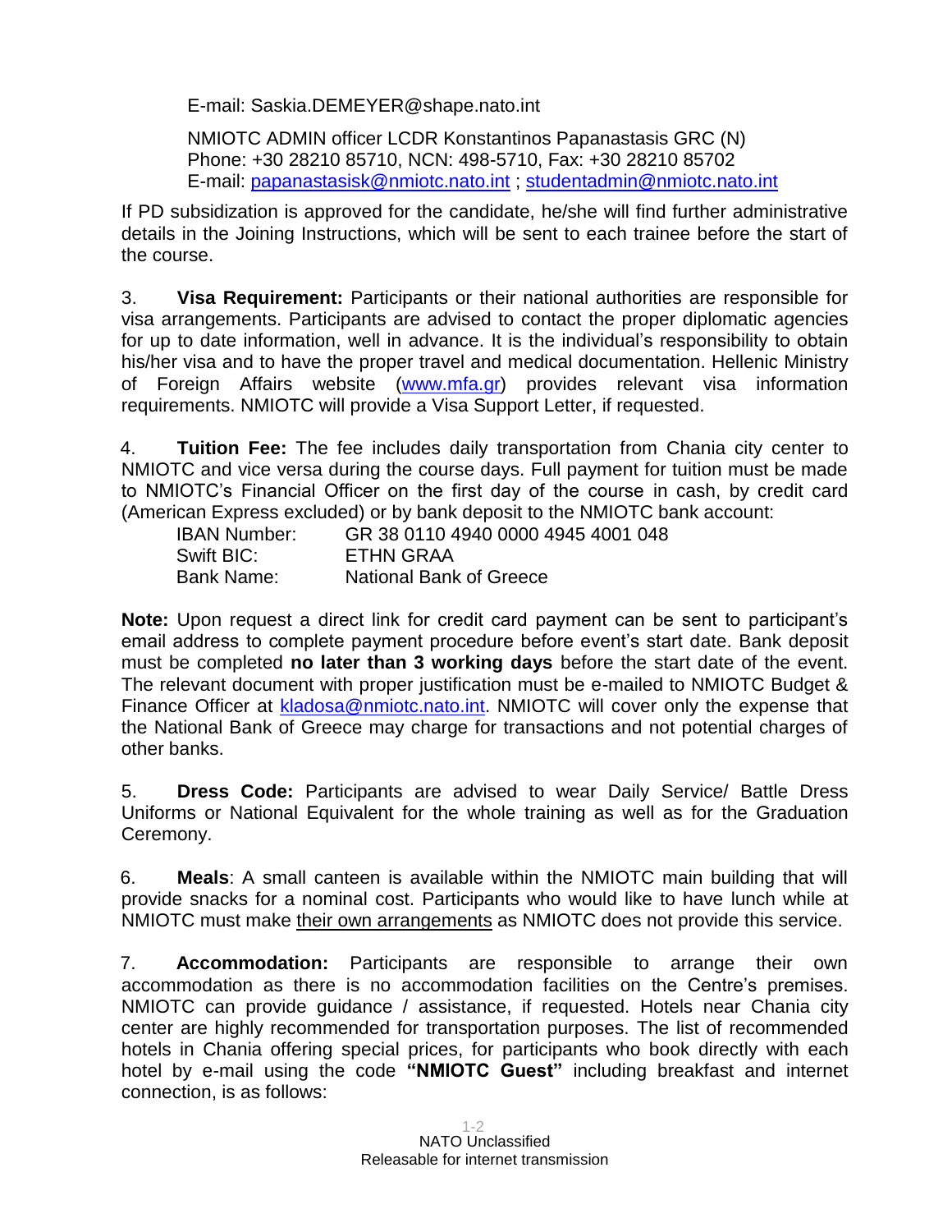E-mail: Saskia.DEMEYER@shape.nato.int

NMIOTC ADMIN officer LCDR Konstantinos Papanastasis GRC (N)
Phone: +30 28210 85710, NCN: 498-5710, Fax: +30 28210 85702
E-mail: papanastasisk@nmiotc.nato.int ; studentadmin@nmiotc.nato.int

If PD subsidization is approved for the candidate, he/she will find further administrative details in the Joining Instructions, which will be sent to each trainee before the start of the course.

3. **Visa Requirement:** Participants or their national authorities are responsible for visa arrangements. Participants are advised to contact the proper diplomatic agencies for up to date information, well in advance. It is the individual's responsibility to obtain his/her visa and to have the proper travel and medical documentation. Hellenic Ministry of Foreign Affairs website (www.mfa.gr) provides relevant visa information requirements. NMIOTC will provide a Visa Support Letter, if requested.

4. **Tuition Fee:** The fee includes daily transportation from Chania city center to NMIOTC and vice versa during the course days. Full payment for tuition must be made to NMIOTC's Financial Officer on the first day of the course in cash, by credit card (American Express excluded) or by bank deposit to the NMIOTC bank account:

| | |
|---|---|
| IBAN Number: | GR 38 0110 4940 0000 4945 4001 048 |
| Swift BIC: | ETHN GRAA |
| Bank Name: | National Bank of Greece |

**Note:** Upon request a direct link for credit card payment can be sent to participant's email address to complete payment procedure before event's start date. Bank deposit must be completed **no later than 3 working days** before the start date of the event. The relevant document with proper justification must be e-mailed to NMIOTC Budget & Finance Officer at kladosa@nmiotc.nato.int. NMIOTC will cover only the expense that the National Bank of Greece may charge for transactions and not potential charges of other banks.

5. **Dress Code:** Participants are advised to wear Daily Service/ Battle Dress Uniforms or National Equivalent for the whole training as well as for the Graduation Ceremony.

6. **Meals**: A small canteen is available within the NMIOTC main building that will provide snacks for a nominal cost. Participants who would like to have lunch while at NMIOTC must make their own arrangements as NMIOTC does not provide this service.

7. **Accommodation:** Participants are responsible to arrange their own accommodation as there is no accommodation facilities on the Centre's premises. NMIOTC can provide guidance / assistance, if requested. Hotels near Chania city center are highly recommended for transportation purposes. The list of recommended hotels in Chania offering special prices, for participants who book directly with each hotel by e-mail using the code **"NMIOTC Guest"** including breakfast and internet connection, is as follows: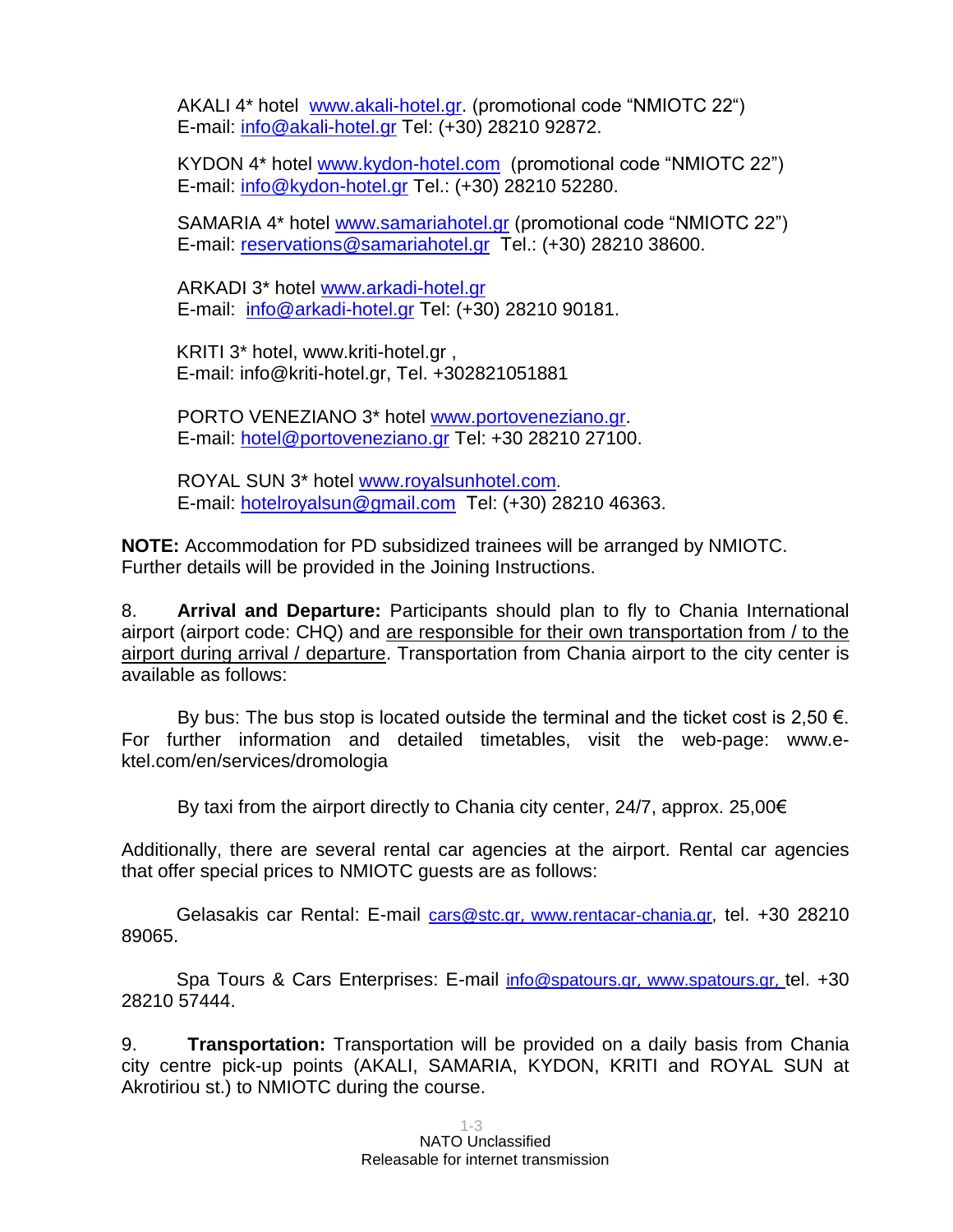AKALI 4* hotel www.akali-hotel.gr. (promotional code "NMIOTC 22")
E-mail: info@akali-hotel.gr Tel: (+30) 28210 92872.

KYDON 4* hotel www.kydon-hotel.com (promotional code "NMIOTC 22")
E-mail: info@kydon-hotel.gr Tel.: (+30) 28210 52280.

SAMARIA 4* hotel www.samariahotel.gr (promotional code "NMIOTC 22")
E-mail: reservations@samariahotel.gr Tel.: (+30) 28210 38600.

ARKADI 3* hotel www.arkadi-hotel.gr
E-mail: info@arkadi-hotel.gr Tel: (+30) 28210 90181.

KRITI 3* hotel, www.kriti-hotel.gr ,
E-mail: info@kriti-hotel.gr, Tel. +302821051881

PORTO VENEZIANO 3* hotel www.portoveneziano.gr.
E-mail: hotel@portoveneziano.gr Tel: +30 28210 27100.

ROYAL SUN 3* hotel www.royalsunhotel.com.
E-mail: hotelroyalsun@gmail.com Tel: (+30) 28210 46363.

**NOTE:** Accommodation for PD subsidized trainees will be arranged by NMIOTC. Further details will be provided in the Joining Instructions.

8. **Arrival and Departure:** Participants should plan to fly to Chania International airport (airport code: CHQ) and are responsible for their own transportation from / to the airport during arrival / departure. Transportation from Chania airport to the city center is available as follows:

By bus: The bus stop is located outside the terminal and the ticket cost is 2,50 €. For further information and detailed timetables, visit the web-page: www.e-ktel.com/en/services/dromologia

By taxi from the airport directly to Chania city center, 24/7, approx. 25,00€

Additionally, there are several rental car agencies at the airport. Rental car agencies that offer special prices to NMIOTC guests are as follows:

Gelasakis car Rental: E-mail cars@stc.gr, www.rentacar-chania.gr, tel. +30 28210 89065.

Spa Tours & Cars Enterprises: E-mail info@spatours.gr, www.spatours.gr, tel. +30 28210 57444.

9. **Transportation:** Transportation will be provided on a daily basis from Chania city centre pick-up points (AKALI, SAMARIA, KYDON, KRITI and ROYAL SUN at Akrotiriou st.) to NMIOTC during the course.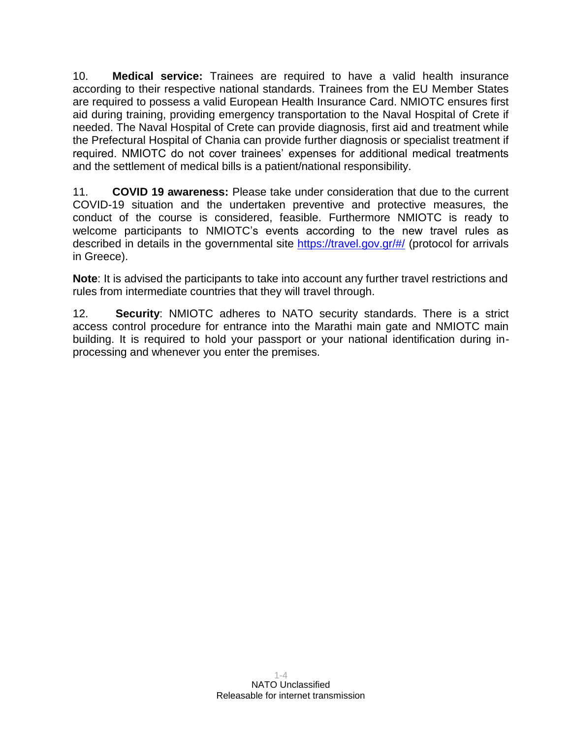10. **Medical service:** Trainees are required to have a valid health insurance according to their respective national standards. Trainees from the EU Member States are required to possess a valid European Health Insurance Card. NMIOTC ensures first aid during training, providing emergency transportation to the Naval Hospital of Crete if needed. The Naval Hospital of Crete can provide diagnosis, first aid and treatment while the Prefectural Hospital of Chania can provide further diagnosis or specialist treatment if required. NMIOTC do not cover trainees' expenses for additional medical treatments and the settlement of medical bills is a patient/national responsibility.

11. **COVID 19 awareness:** Please take under consideration that due to the current COVID-19 situation and the undertaken preventive and protective measures, the conduct of the course is considered, feasible. Furthermore NMIOTC is ready to welcome participants to NMIOTC's events according to the new travel rules as described in details in the governmental site [https://travel.gov.gr/#/](https://travel.gov.gr/#/) (protocol for arrivals in Greece).

**Note**: It is advised the participants to take into account any further travel restrictions and rules from intermediate countries that they will travel through.

12. **Security**: NMIOTC adheres to NATO security standards. There is a strict access control procedure for entrance into the Marathi main gate and NMIOTC main building. It is required to hold your passport or your national identification during in-processing and whenever you enter the premises.